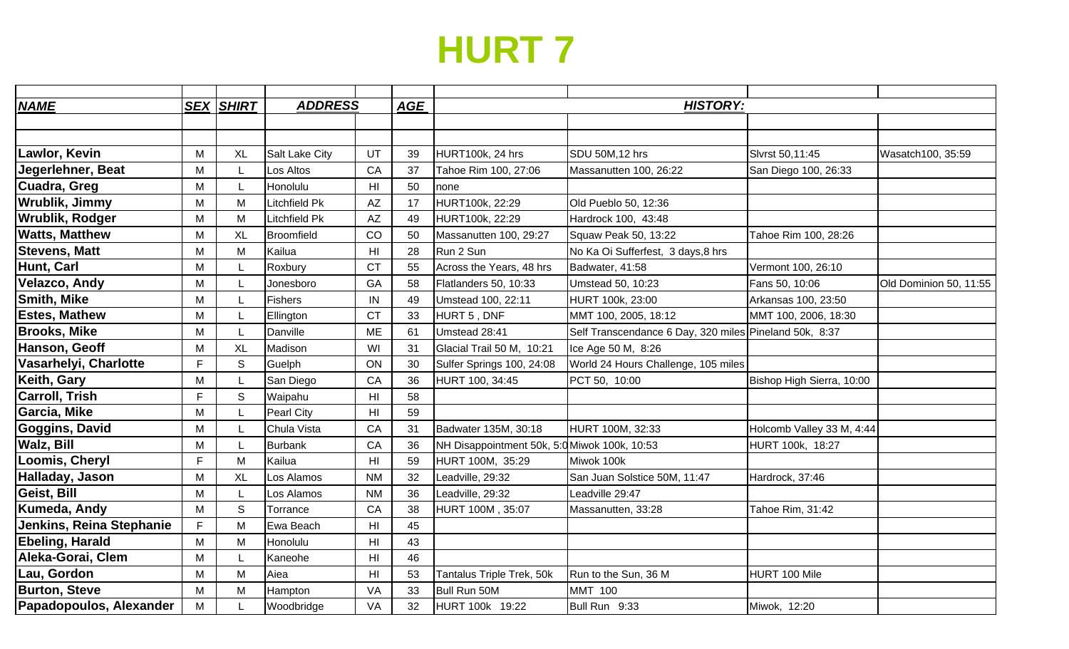# HURT 7

| *NAME* | *SEX* | *SHIRT* | *ADDRESS* | | *AGE* | *HISTORY:* | | | |
|---|---|---|---|---|---|---|---|---|---|
| | | | | | | | | | |
| | | | | | | | | | |
| **Lawlor, Kevin** | M | XL | Salt Lake City | UT | 39 | HURT100k, 24 hrs | SDU 50M,12 hrs | Slvrst 50,11:45 | Wasatch100, 35:59 |
| **Jegerlehner, Beat** | M | L | Los Altos | CA | 37 | Tahoe Rim 100, 27:06 | Massanutten 100, 26:22 | San Diego 100, 26:33 | |
| **Cuadra, Greg** | M | L | Honolulu | HI | 50 | none | | | |
| **Wrublik, Jimmy** | M | M | Litchfield Pk | AZ | 17 | HURT100k, 22:29 | Old Pueblo 50, 12:36 | | |
| **Wrublik, Rodger** | M | M | Litchfield Pk | AZ | 49 | HURT100k, 22:29 | Hardrock 100, 43:48 | | |
| **Watts, Matthew** | M | XL | Broomfield | CO | 50 | Massanutten 100, 29:27 | Squaw Peak 50, 13:22 | Tahoe Rim 100, 28:26 | |
| **Stevens, Matt** | M | M | Kailua | HI | 28 | Run 2 Sun | No Ka Oi Sufferfest, 3 days,8 hrs | | |
| **Hunt, Carl** | M | L | Roxbury | CT | 55 | Across the Years, 48 hrs | Badwater, 41:58 | Vermont 100, 26:10 | |
| **Velazco, Andy** | M | L | Jonesboro | GA | 58 | Flatlanders 50, 10:33 | Umstead 50, 10:23 | Fans 50, 10:06 | Old Dominion 50, 11:55 |
| **Smith, Mike** | M | L | Fishers | IN | 49 | Umstead 100, 22:11 | HURT 100k, 23:00 | Arkansas 100, 23:50 | |
| **Estes, Mathew** | M | L | Ellington | CT | 33 | HURT 5 , DNF | MMT 100, 2005, 18:12 | MMT 100, 2006, 18:30 | |
| **Brooks, Mike** | M | L | Danville | ME | 61 | Umstead 28:41 | Self Transcendance 6 Day, 320 miles | Pineland 50k, 8:37 | |
| **Hanson, Geoff** | M | XL | Madison | WI | 31 | Glacial Trail 50 M, 10:21 | Ice Age 50 M, 8:26 | | |
| **Vasarhelyi, Charlotte** | F | S | Guelph | ON | 30 | Sulfer Springs 100, 24:08 | World 24 Hours Challenge, 105 miles | | |
| **Keith, Gary** | M | L | San Diego | CA | 36 | HURT 100, 34:45 | PCT 50, 10:00 | Bishop High Sierra, 10:00 | |
| **Carroll, Trish** | F | S | Waipahu | HI | 58 | | | | |
| **Garcia, Mike** | M | L | Pearl City | HI | 59 | | | | |
| **Goggins, David** | M | L | Chula Vista | CA | 31 | Badwater 135M, 30:18 | HURT 100M, 32:33 | Holcomb Valley 33 M, 4:44 | |
| **Walz, Bill** | M | L | Burbank | CA | 36 | NH Disappointment 50k, 5:0 | Miwok 100k, 10:53 | HURT 100k, 18:27 | |
| **Loomis, Cheryl** | F | M | Kailua | HI | 59 | HURT 100M, 35:29 | Miwok 100k | | |
| **Halladay, Jason** | M | XL | Los Alamos | NM | 32 | Leadville, 29:32 | San Juan Solstice 50M, 11:47 | Hardrock, 37:46 | |
| **Geist, Bill** | M | L | Los Alamos | NM | 36 | Leadville, 29:32 | Leadville 29:47 | | |
| **Kumeda, Andy** | M | S | Torrance | CA | 38 | HURT 100M , 35:07 | Massanutten, 33:28 | Tahoe Rim, 31:42 | |
| **Jenkins, Reina Stephanie** | F | M | Ewa Beach | HI | 45 | | | | |
| **Ebeling, Harald** | M | M | Honolulu | HI | 43 | | | | |
| **Aleka-Gorai, Clem** | M | L | Kaneohe | HI | 46 | | | | |
| **Lau, Gordon** | M | M | Aiea | HI | 53 | Tantalus Triple Trek, 50k | Run to the Sun, 36 M | HURT 100 Mile | |
| **Burton, Steve** | M | M | Hampton | VA | 33 | Bull Run 50M | MMT 100 | | |
| **Papadopoulos, Alexander** | M | L | Woodbridge | VA | 32 | HURT 100k 19:22 | Bull Run 9:33 | Miwok, 12:20 | |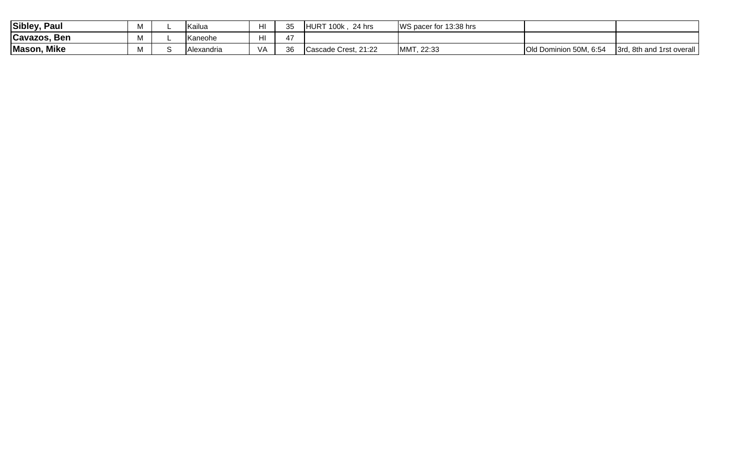| | | | | | | | | | |
|---|---|---|---|---|---|---|---|---|---|
| **Sibley, Paul** | M | L | Kailua | HI | 35 | HURT 100k , 24 hrs | WS pacer for 13:38 hrs | | |
| **Cavazos, Ben** | M | L | Kaneohe | HI | 47 | | | | |
| **Mason, Mike** | M | S | Alexandria | VA | 36 | Cascade Crest, 21:22 | MMT, 22:33 | Old Dominion 50M, 6:54 | 3rd, 8th and 1rst overall |